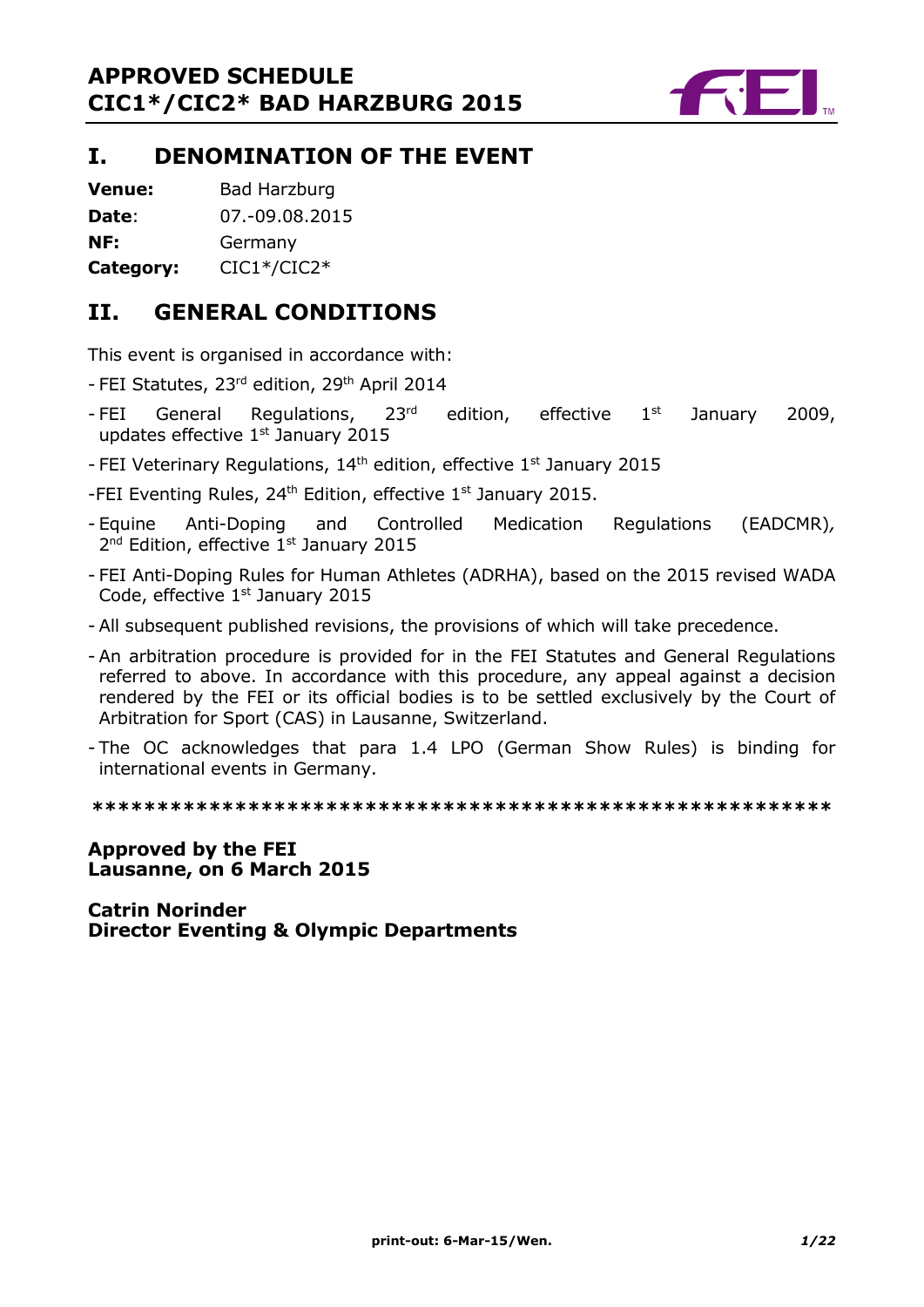# APPROVED SCHEDULE
# CIC1*/CIC2* BAD HARZBURG 2015

## I. DENOMINATION OF THE EVENT

**Venue:** Bad Harzburg
**Date**: 07.-09.08.2015
**NF:** Germany
**Category:** CIC1*/CIC2*

## II. GENERAL CONDITIONS

This event is organised in accordance with:

- FEI Statutes, 23rd edition, 29th April 2014
- FEI General Regulations, 23rd edition, effective 1st January 2009, updates effective 1st January 2015
- FEI Veterinary Regulations, 14th edition, effective 1st January 2015
- FEI Eventing Rules, 24th Edition, effective 1st January 2015.
- Equine Anti-Doping and Controlled Medication Regulations (EADCMR), 2nd Edition, effective 1st January 2015
- FEI Anti-Doping Rules for Human Athletes (ADRHA), based on the 2015 revised WADA Code, effective 1st January 2015
- All subsequent published revisions, the provisions of which will take precedence.
- An arbitration procedure is provided for in the FEI Statutes and General Regulations referred to above. In accordance with this procedure, any appeal against a decision rendered by the FEI or its official bodies is to be settled exclusively by the Court of Arbitration for Sport (CAS) in Lausanne, Switzerland.
- The OC acknowledges that para 1.4 LPO (German Show Rules) is binding for international events in Germany.

*******************************************************

**Approved by the FEI**
**Lausanne, on 6 March 2015**

**Catrin Norinder**
**Director Eventing & Olympic Departments**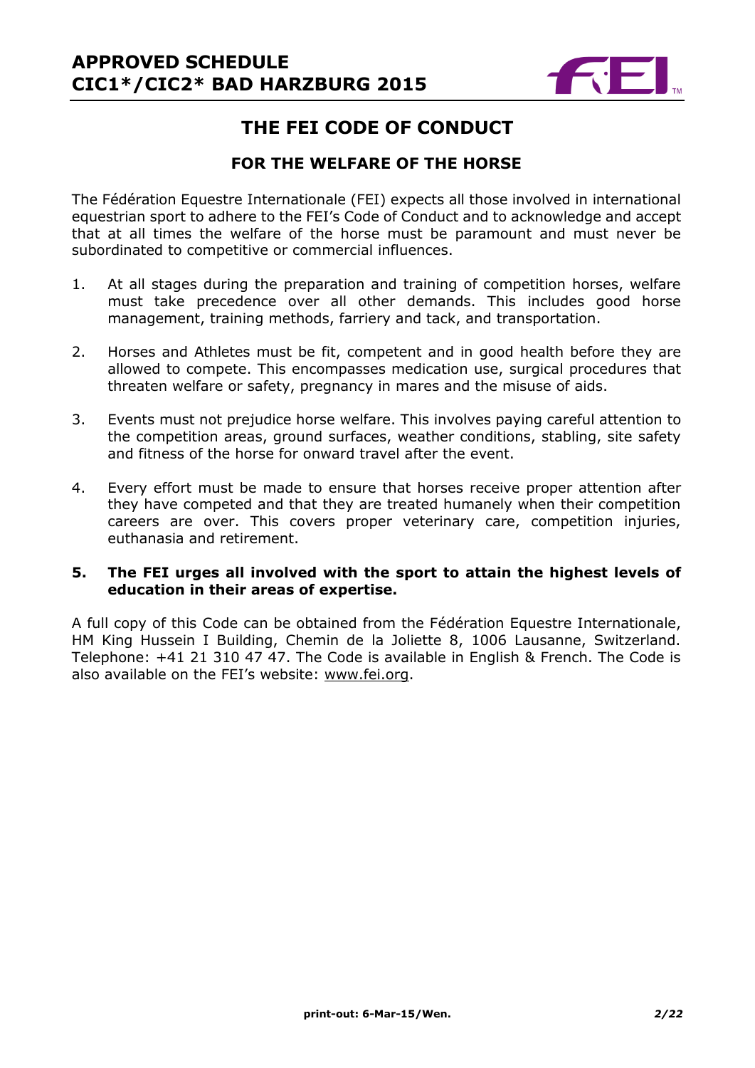# THE FEI CODE OF CONDUCT

## FOR THE WELFARE OF THE HORSE

The Fédération Equestre Internationale (FEI) expects all those involved in international equestrian sport to adhere to the FEI's Code of Conduct and to acknowledge and accept that at all times the welfare of the horse must be paramount and must never be subordinated to competitive or commercial influences.

1. At all stages during the preparation and training of competition horses, welfare must take precedence over all other demands. This includes good horse management, training methods, farriery and tack, and transportation.

2. Horses and Athletes must be fit, competent and in good health before they are allowed to compete. This encompasses medication use, surgical procedures that threaten welfare or safety, pregnancy in mares and the misuse of aids.

3. Events must not prejudice horse welfare. This involves paying careful attention to the competition areas, ground surfaces, weather conditions, stabling, site safety and fitness of the horse for onward travel after the event.

4. Every effort must be made to ensure that horses receive proper attention after they have competed and that they are treated humanely when their competition careers are over. This covers proper veterinary care, competition injuries, euthanasia and retirement.

5. **The FEI urges all involved with the sport to attain the highest levels of education in their areas of expertise.**

A full copy of this Code can be obtained from the Fédération Equestre Internationale, HM King Hussein I Building, Chemin de la Joliette 8, 1006 Lausanne, Switzerland. Telephone: +41 21 310 47 47. The Code is available in English & French. The Code is also available on the FEI's website: www.fei.org.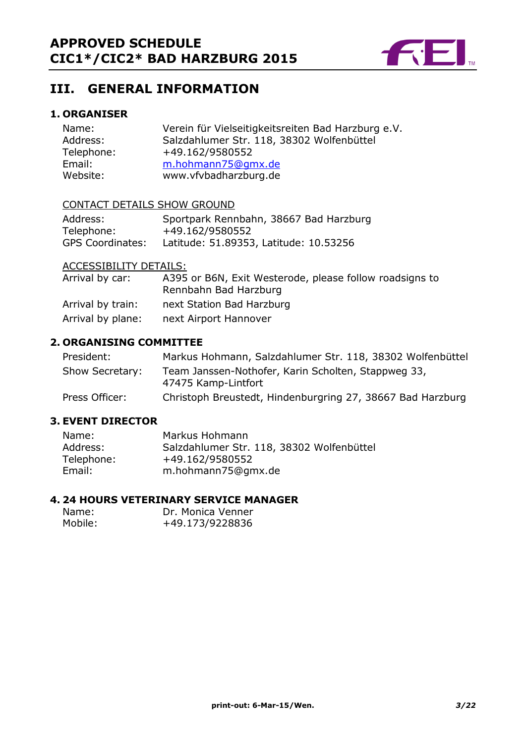# III. GENERAL INFORMATION

## 1. ORGANISER

| | |
|---|---|
| Name: | Verein für Vielseitigkeitsreiten Bad Harzburg e.V. |
| Address: | Salzdahlumer Str. 118, 38302 Wolfenbüttel |
| Telephone: | +49.162/9580552 |
| Email: | m.hohmann75@gmx.de |
| Website: | www.vfvbadharzburg.de |

CONTACT DETAILS SHOW GROUND

| | |
|---|---|
| Address: | Sportpark Rennbahn, 38667 Bad Harzburg |
| Telephone: | +49.162/9580552 |
| GPS Coordinates: | Latitude: 51.89353, Latitude: 10.53256 |

ACCESSIBILITY DETAILS:

| | |
|---|---|
| Arrival by car: | A395 or B6N, Exit Westerode, please follow roadsigns to Rennbahn Bad Harzburg |
| Arrival by train: | next Station Bad Harzburg |
| Arrival by plane: | next Airport Hannover |

## 2. ORGANISING COMMITTEE

| | |
|---|---|
| President: | Markus Hohmann, Salzdahlumer Str. 118, 38302 Wolfenbüttel |
| Show Secretary: | Team Janssen-Nothofer, Karin Scholten, Stappweg 33, 47475 Kamp-Lintfort |
| Press Officer: | Christoph Breustedt, Hindenburgring 27, 38667 Bad Harzburg |

## 3. EVENT DIRECTOR

| | |
|---|---|
| Name: | Markus Hohmann |
| Address: | Salzdahlumer Str. 118, 38302 Wolfenbüttel |
| Telephone: | +49.162/9580552 |
| Email: | m.hohmann75@gmx.de |

## 4. 24 HOURS VETERINARY SERVICE MANAGER

| | |
|---|---|
| Name: | Dr. Monica Venner |
| Mobile: | +49.173/9228836 |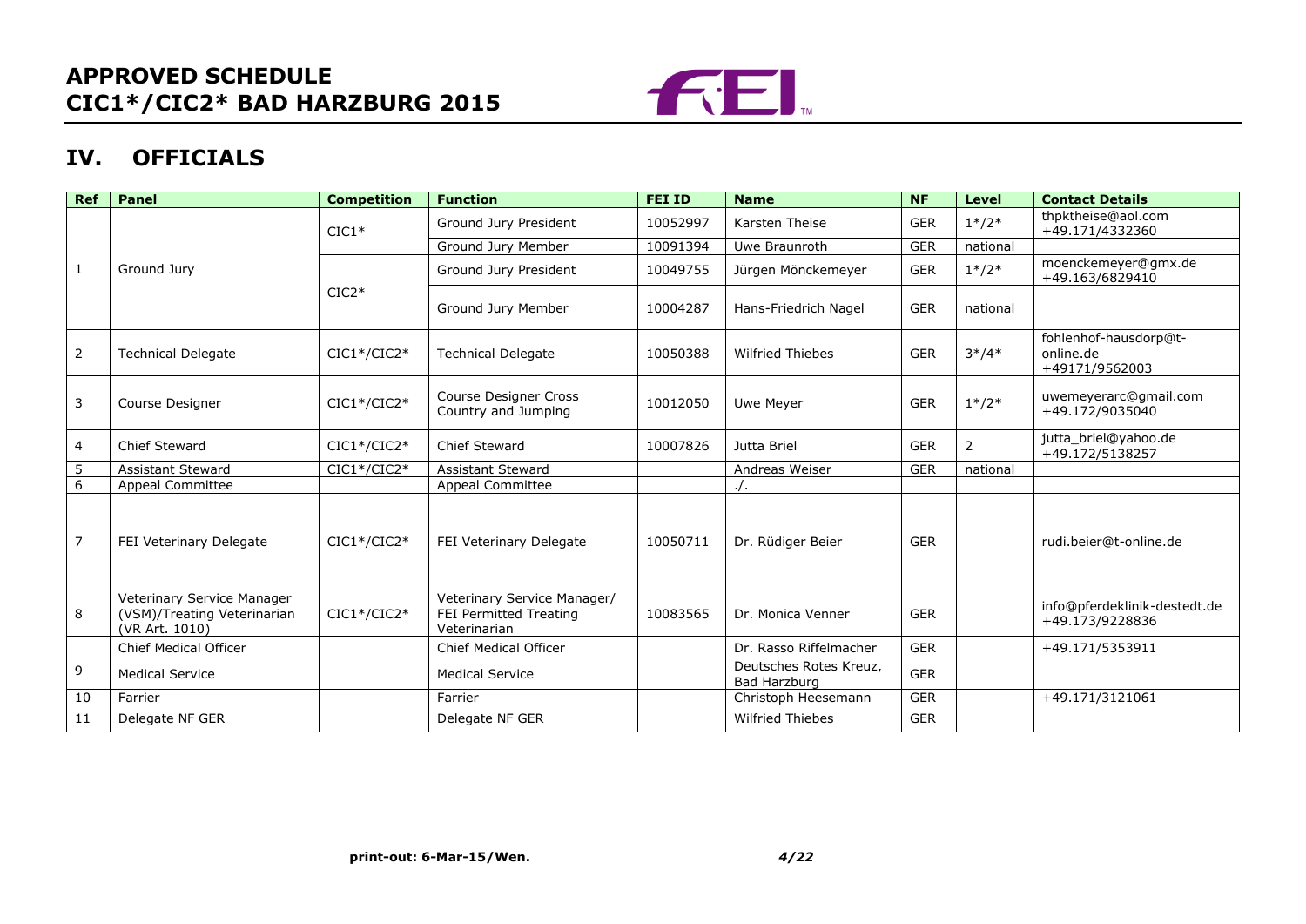## IV. OFFICIALS

| Ref | Panel | Competition | Function | FEI ID | Name | NF | Level | Contact Details |
|---|---|---|---|---|---|---|---|---|
| 1 | Ground Jury | CIC1* | Ground Jury President | 10052997 | Karsten Theise | GER | 1*/2* | thpktheise@aol.com +49.171/4332360 |
| | | | Ground Jury Member | 10091394 | Uwe Braunroth | GER | national | |
| | | CIC2* | Ground Jury President | 10049755 | Jürgen Mönckemeyer | GER | 1*/2* | moenckemeyer@gmx.de +49.163/6829410 |
| | | | Ground Jury Member | 10004287 | Hans-Friedrich Nagel | GER | national | |
| 2 | Technical Delegate | CIC1*/CIC2* | Technical Delegate | 10050388 | Wilfried Thiebes | GER | 3*/4* | fohlenhof-hausdorp@t-online.de +49171/9562003 |
| 3 | Course Designer | CIC1*/CIC2* | Course Designer Cross Country and Jumping | 10012050 | Uwe Meyer | GER | 1*/2* | uwemeyerarc@gmail.com +49.172/9035040 |
| 4 | Chief Steward | CIC1*/CIC2* | Chief Steward | 10007826 | Jutta Briel | GER | 2 | jutta_briel@yahoo.de +49.172/5138257 |
| 5 | Assistant Steward | CIC1*/CIC2* | Assistant Steward | | Andreas Weiser | GER | national | |
| 6 | Appeal Committee | | Appeal Committee | | ./. | | | |
| 7 | FEI Veterinary Delegate | CIC1*/CIC2* | FEI Veterinary Delegate | 10050711 | Dr. Rüdiger Beier | GER | | rudi.beier@t-online.de |
| 8 | Veterinary Service Manager (VSM)/Treating Veterinarian (VR Art. 1010) | CIC1*/CIC2* | Veterinary Service Manager/ FEI Permitted Treating Veterinarian | 10083565 | Dr. Monica Venner | GER | | info@pferdeklinik-destedt.de +49.173/9228836 |
| 9 | Chief Medical Officer | | Chief Medical Officer | | Dr. Rasso Riffelmacher | GER | | +49.171/5353911 |
| | Medical Service | | Medical Service | | Deutsches Rotes Kreuz, Bad Harzburg | GER | | |
| 10 | Farrier | | Farrier | | Christoph Heesemann | GER | | +49.171/3121061 |
| 11 | Delegate NF GER | | Delegate NF GER | | Wilfried Thiebes | GER | | |

**print-out: 6-Mar-15/Wen.**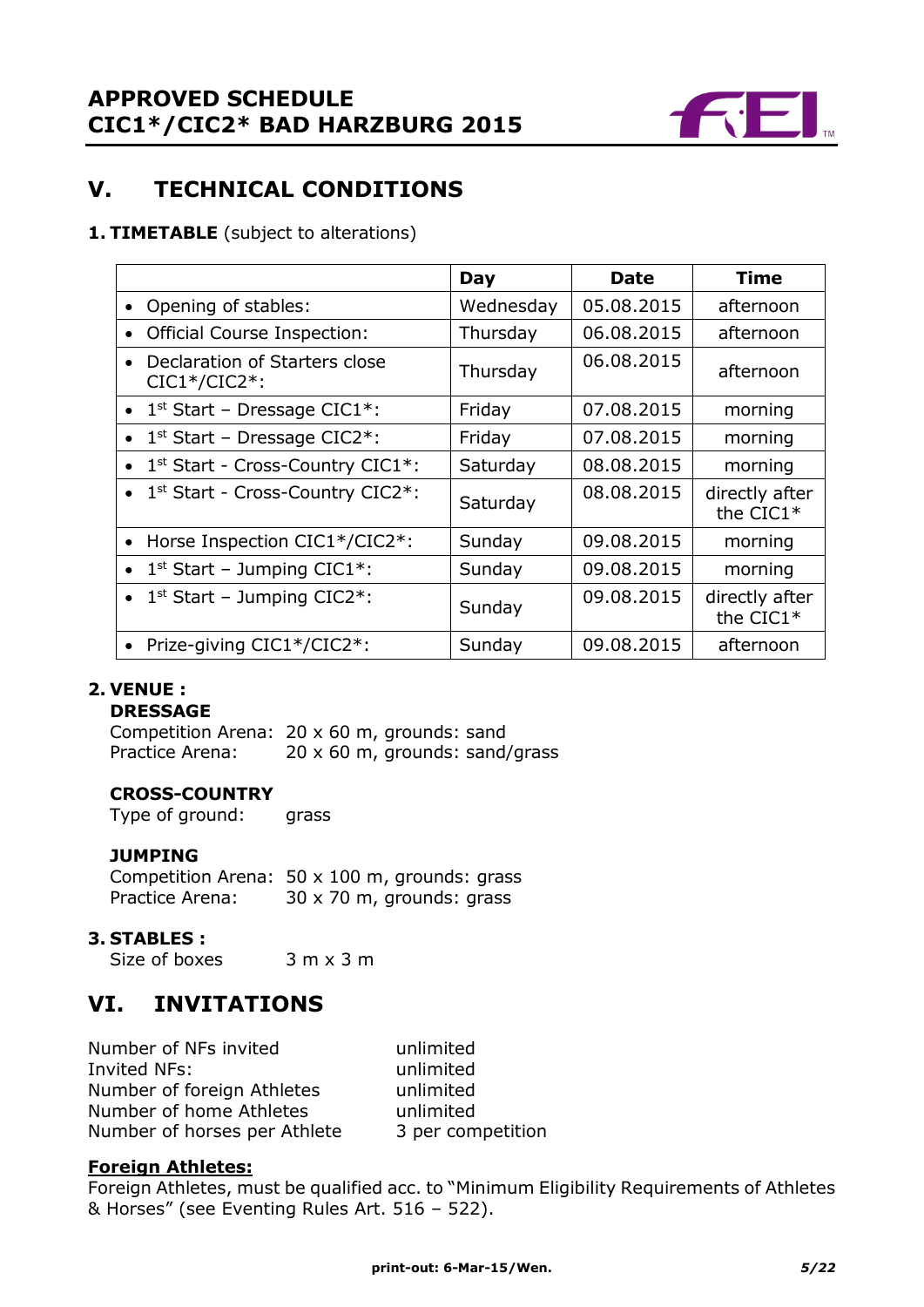## V. TECHNICAL CONDITIONS

**1. TIMETABLE** (subject to alterations)

| | Day | Date | Time |
|---|---|---|---|
| • Opening of stables: | Wednesday | 05.08.2015 | afternoon |
| • Official Course Inspection: | Thursday | 06.08.2015 | afternoon |
| • Declaration of Starters close CIC1*/CIC2*: | Thursday | 06.08.2015 | afternoon |
| • 1st Start – Dressage CIC1*: | Friday | 07.08.2015 | morning |
| • 1st Start – Dressage CIC2*: | Friday | 07.08.2015 | morning |
| • 1st Start - Cross-Country CIC1*: | Saturday | 08.08.2015 | morning |
| • 1st Start - Cross-Country CIC2*: | Saturday | 08.08.2015 | directly after the CIC1* |
| • Horse Inspection CIC1*/CIC2*: | Sunday | 09.08.2015 | morning |
| • 1st Start – Jumping CIC1*: | Sunday | 09.08.2015 | morning |
| • 1st Start – Jumping CIC2*: | Sunday | 09.08.2015 | directly after the CIC1* |
| • Prize-giving CIC1*/CIC2*: | Sunday | 09.08.2015 | afternoon |

**2. VENUE :**

**DRESSAGE**

Competition Arena: 20 x 60 m, grounds: sand
Practice Arena: 20 x 60 m, grounds: sand/grass

**CROSS-COUNTRY**

Type of ground: grass

**JUMPING**

Competition Arena: 50 x 100 m, grounds: grass
Practice Arena: 30 x 70 m, grounds: grass

**3. STABLES :**

Size of boxes 3 m x 3 m

## VI. INVITATIONS

| | |
|---|---|
| Number of NFs invited | unlimited |
| Invited NFs: | unlimited |
| Number of foreign Athletes | unlimited |
| Number of home Athletes | unlimited |
| Number of horses per Athlete | 3 per competition |

**Foreign Athletes:**

Foreign Athletes, must be qualified acc. to "Minimum Eligibility Requirements of Athletes & Horses" (see Eventing Rules Art. 516 – 522).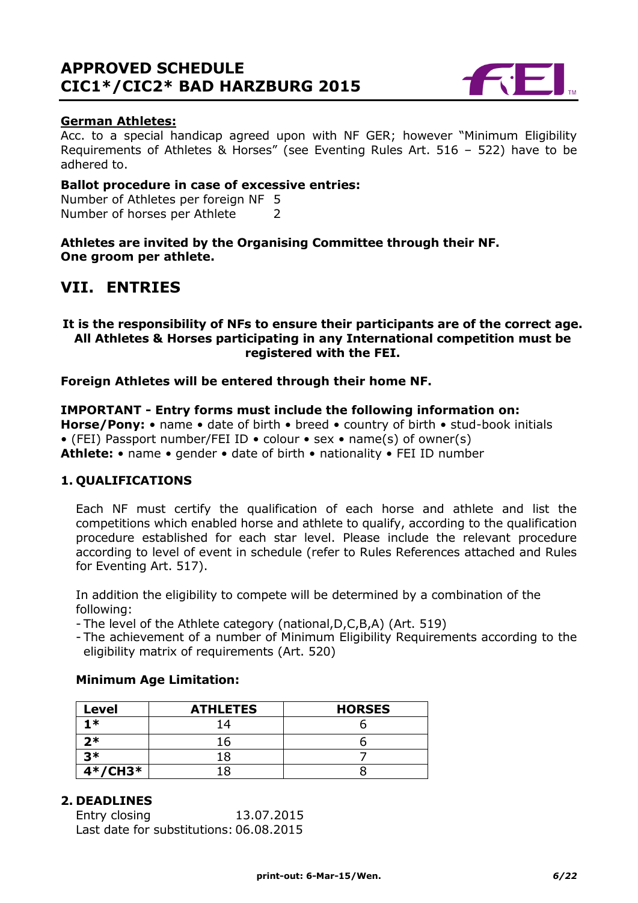**German Athletes:**
Acc. to a special handicap agreed upon with NF GER; however "Minimum Eligibility Requirements of Athletes & Horses" (see Eventing Rules Art. 516 – 522) have to be adhered to.

**Ballot procedure in case of excessive entries:**
Number of Athletes per foreign NF 5
Number of horses per Athlete 2

**Athletes are invited by the Organising Committee through their NF.**
**One groom per athlete.**

# VII. ENTRIES

**It is the responsibility of NFs to ensure their participants are of the correct age. All Athletes & Horses participating in any International competition must be registered with the FEI.**

**Foreign Athletes will be entered through their home NF.**

**IMPORTANT - Entry forms must include the following information on:**
**Horse/Pony:** • name • date of birth • breed • country of birth • stud-book initials • (FEI) Passport number/FEI ID • colour • sex • name(s) of owner(s)
**Athlete:** • name • gender • date of birth • nationality • FEI ID number

## 1. QUALIFICATIONS

Each NF must certify the qualification of each horse and athlete and list the competitions which enabled horse and athlete to qualify, according to the qualification procedure established for each star level. Please include the relevant procedure according to level of event in schedule (refer to Rules References attached and Rules for Eventing Art. 517).

In addition the eligibility to compete will be determined by a combination of the following:

- The level of the Athlete category (national,D,C,B,A) (Art. 519)
- The achievement of a number of Minimum Eligibility Requirements according to the eligibility matrix of requirements (Art. 520)

**Minimum Age Limitation:**

| Level | ATHLETES | HORSES |
|---|---|---|
| 1* | 14 | 6 |
| 2* | 16 | 6 |
| 3* | 18 | 7 |
| 4*/CH3* | 18 | 8 |

## 2. DEADLINES

Entry closing 13.07.2015
Last date for substitutions: 06.08.2015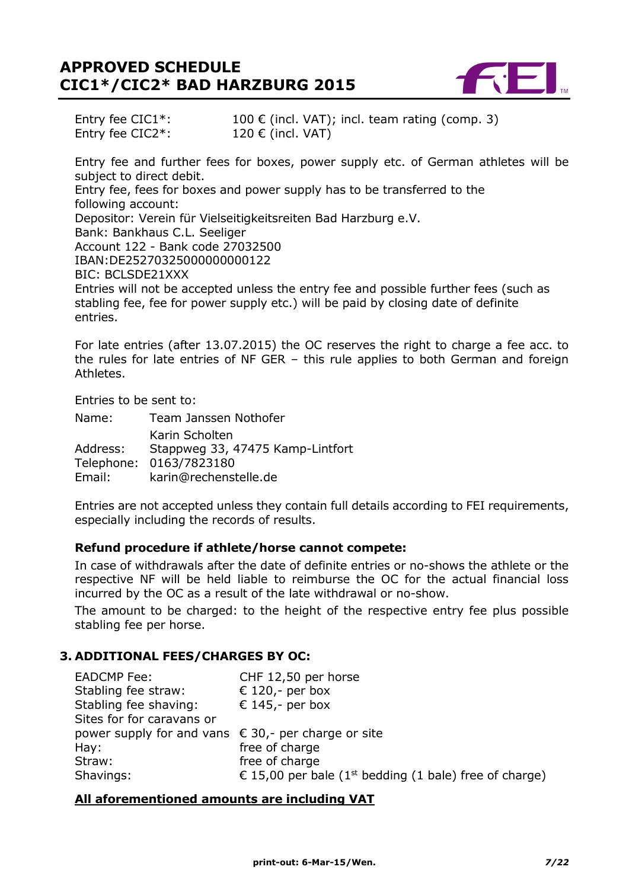Entry fee CIC1*: 100 € (incl. VAT); incl. team rating (comp. 3)
Entry fee CIC2*: 120 € (incl. VAT)

Entry fee and further fees for boxes, power supply etc. of German athletes will be subject to direct debit.
Entry fee, fees for boxes and power supply has to be transferred to the following account:
Depositor: Verein für Vielseitigkeitsreiten Bad Harzburg e.V.
Bank: Bankhaus C.L. Seeliger
Account 122 - Bank code 27032500
IBAN:DE25270325000000000122
BIC: BCLSDE21XXX
Entries will not be accepted unless the entry fee and possible further fees (such as stabling fee, fee for power supply etc.) will be paid by closing date of definite entries.

For late entries (after 13.07.2015) the OC reserves the right to charge a fee acc. to the rules for late entries of NF GER – this rule applies to both German and foreign Athletes.

Entries to be sent to:

| | |
|---|---|
| Name: | Team Janssen Nothofer<br>Karin Scholten |
| Address: | Stappweg 33, 47475 Kamp-Lintfort |
| Telephone: | 0163/7823180 |
| Email: | karin@rechenstelle.de |

Entries are not accepted unless they contain full details according to FEI requirements, especially including the records of results.

**Refund procedure if athlete/horse cannot compete:**

In case of withdrawals after the date of definite entries or no-shows the athlete or the respective NF will be held liable to reimburse the OC for the actual financial loss incurred by the OC as a result of the late withdrawal or no-show.

The amount to be charged: to the height of the respective entry fee plus possible stabling fee per horse.

## 3. ADDITIONAL FEES/CHARGES BY OC:

| | |
|---|---|
| EADCMP Fee: | CHF 12,50 per horse |
| Stabling fee straw: | € 120,- per box |
| Stabling fee shaving: | € 145,- per box |
| Sites for for caravans or power supply for and vans | € 30,- per charge or site |
| Hay: | free of charge |
| Straw: | free of charge |
| Shavings: | € 15,00 per bale (1st bedding (1 bale) free of charge) |

**All aforementioned amounts are including VAT**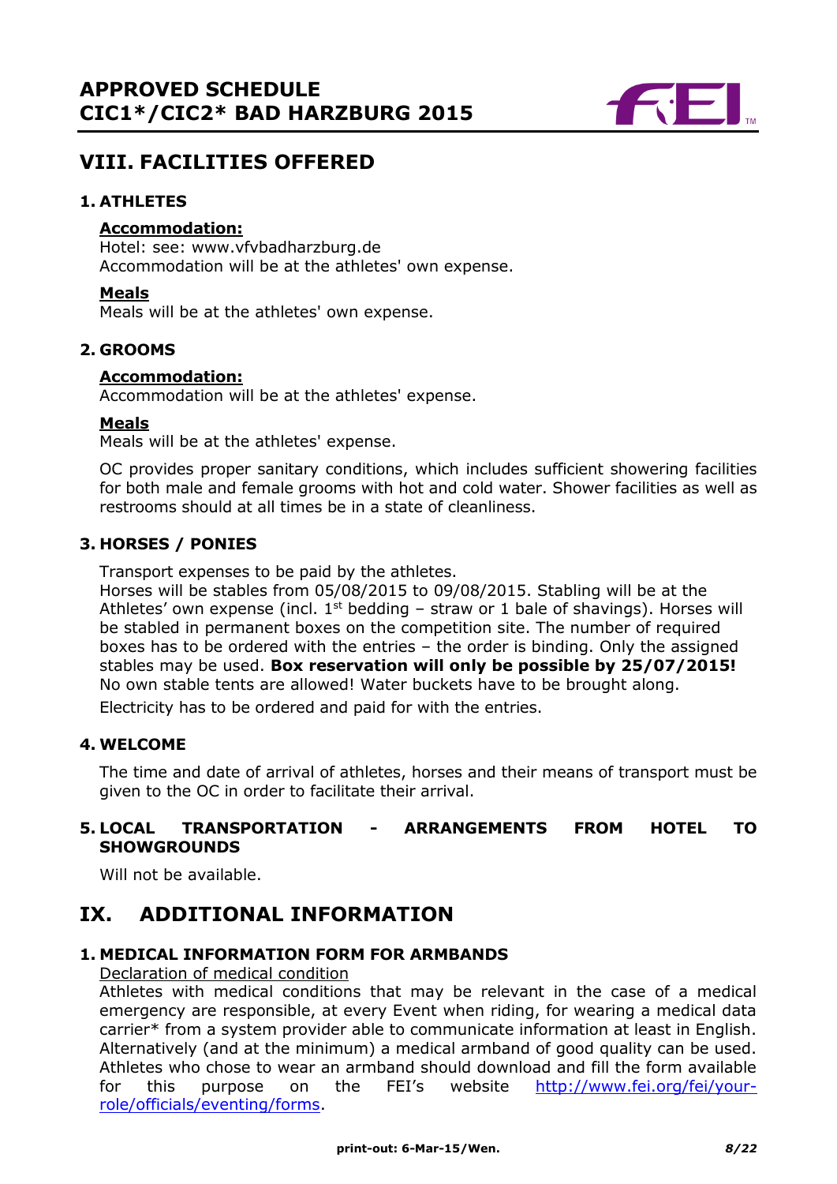## VIII. FACILITIES OFFERED

### 1. ATHLETES

**Accommodation:**
Hotel: see: www.vfvbadharzburg.de
Accommodation will be at the athletes' own expense.

**Meals**
Meals will be at the athletes' own expense.

### 2. GROOMS

**Accommodation:**
Accommodation will be at the athletes' expense.

**Meals**
Meals will be at the athletes' expense.

OC provides proper sanitary conditions, which includes sufficient showering facilities for both male and female grooms with hot and cold water. Shower facilities as well as restrooms should at all times be in a state of cleanliness.

### 3. HORSES / PONIES

Transport expenses to be paid by the athletes.
Horses will be stables from 05/08/2015 to 09/08/2015. Stabling will be at the Athletes' own expense (incl. 1st bedding – straw or 1 bale of shavings). Horses will be stabled in permanent boxes on the competition site. The number of required boxes has to be ordered with the entries – the order is binding. Only the assigned stables may be used. **Box reservation will only be possible by 25/07/2015!** No own stable tents are allowed! Water buckets have to be brought along.
Electricity has to be ordered and paid for with the entries.

### 4. WELCOME

The time and date of arrival of athletes, horses and their means of transport must be given to the OC in order to facilitate their arrival.

### 5. LOCAL TRANSPORTATION - ARRANGEMENTS FROM HOTEL TO SHOWGROUNDS

Will not be available.

## IX. ADDITIONAL INFORMATION

### 1. MEDICAL INFORMATION FORM FOR ARMBANDS

Declaration of medical condition
Athletes with medical conditions that may be relevant in the case of a medical emergency are responsible, at every Event when riding, for wearing a medical data carrier* from a system provider able to communicate information at least in English. Alternatively (and at the minimum) a medical armband of good quality can be used. Athletes who chose to wear an armband should download and fill the form available for this purpose on the FEI's website http://www.fei.org/fei/your-role/officials/eventing/forms.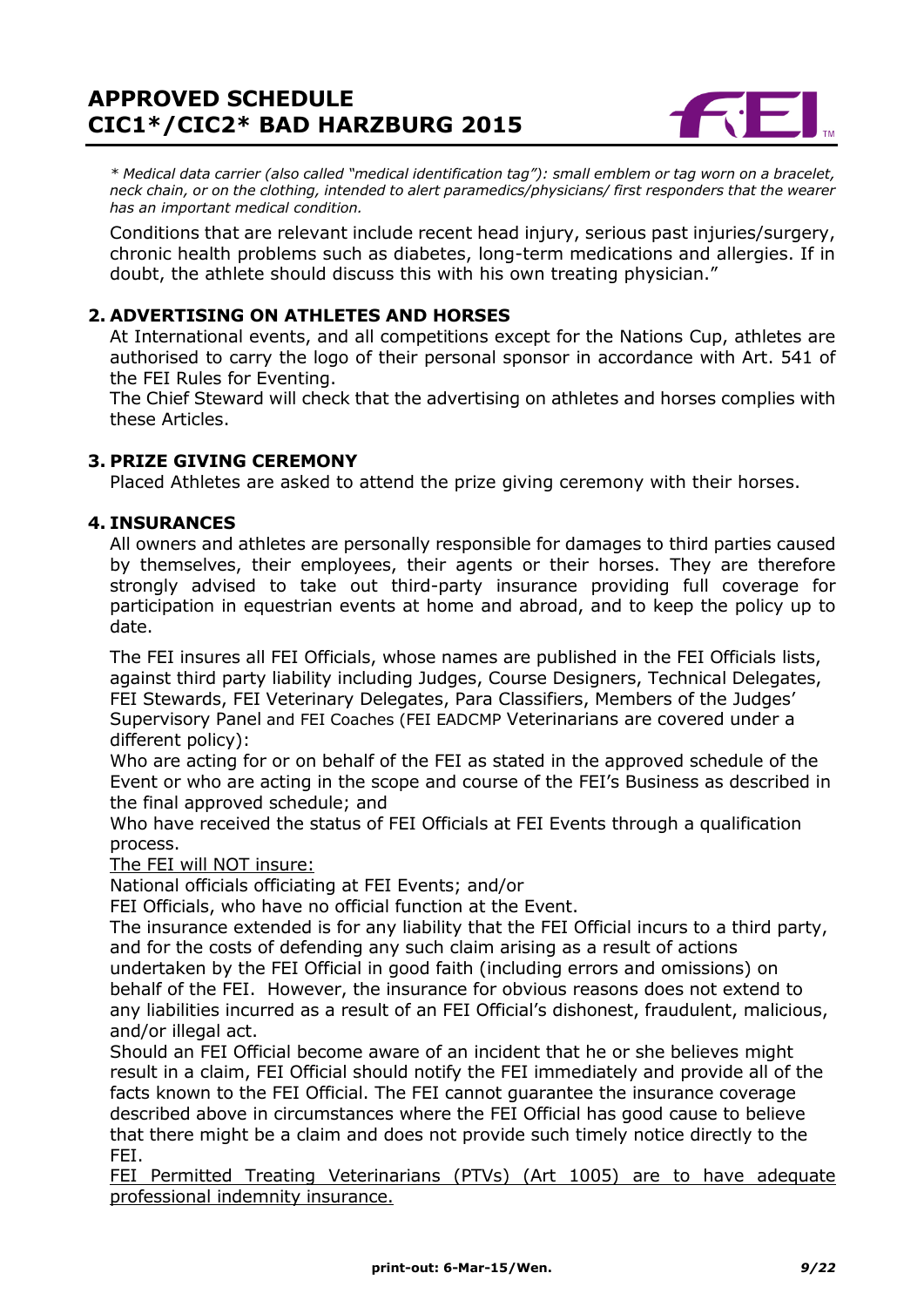*\* Medical data carrier (also called "medical identification tag"): small emblem or tag worn on a bracelet, neck chain, or on the clothing, intended to alert paramedics/physicians/ first responders that the wearer has an important medical condition.*

Conditions that are relevant include recent head injury, serious past injuries/surgery, chronic health problems such as diabetes, long-term medications and allergies. If in doubt, the athlete should discuss this with his own treating physician."

## 2. ADVERTISING ON ATHLETES AND HORSES

At International events, and all competitions except for the Nations Cup, athletes are authorised to carry the logo of their personal sponsor in accordance with Art. 541 of the FEI Rules for Eventing.

The Chief Steward will check that the advertising on athletes and horses complies with these Articles.

## 3. PRIZE GIVING CEREMONY

Placed Athletes are asked to attend the prize giving ceremony with their horses.

## 4. INSURANCES

All owners and athletes are personally responsible for damages to third parties caused by themselves, their employees, their agents or their horses. They are therefore strongly advised to take out third-party insurance providing full coverage for participation in equestrian events at home and abroad, and to keep the policy up to date.

The FEI insures all FEI Officials, whose names are published in the FEI Officials lists, against third party liability including Judges, Course Designers, Technical Delegates, FEI Stewards, FEI Veterinary Delegates, Para Classifiers, Members of the Judges' Supervisory Panel and FEI Coaches (FEI EADCMP Veterinarians are covered under a different policy):

Who are acting for or on behalf of the FEI as stated in the approved schedule of the Event or who are acting in the scope and course of the FEI's Business as described in the final approved schedule; and

Who have received the status of FEI Officials at FEI Events through a qualification process.

<u>The FEI will NOT insure:</u>

National officials officiating at FEI Events; and/or

FEI Officials, who have no official function at the Event.

The insurance extended is for any liability that the FEI Official incurs to a third party, and for the costs of defending any such claim arising as a result of actions undertaken by the FEI Official in good faith (including errors and omissions) on behalf of the FEI. However, the insurance for obvious reasons does not extend to any liabilities incurred as a result of an FEI Official's dishonest, fraudulent, malicious, and/or illegal act.

Should an FEI Official become aware of an incident that he or she believes might result in a claim, FEI Official should notify the FEI immediately and provide all of the facts known to the FEI Official. The FEI cannot guarantee the insurance coverage described above in circumstances where the FEI Official has good cause to believe that there might be a claim and does not provide such timely notice directly to the FEI.

<u>FEI Permitted Treating Veterinarians (PTVs) (Art 1005) are to have adequate professional indemnity insurance.</u>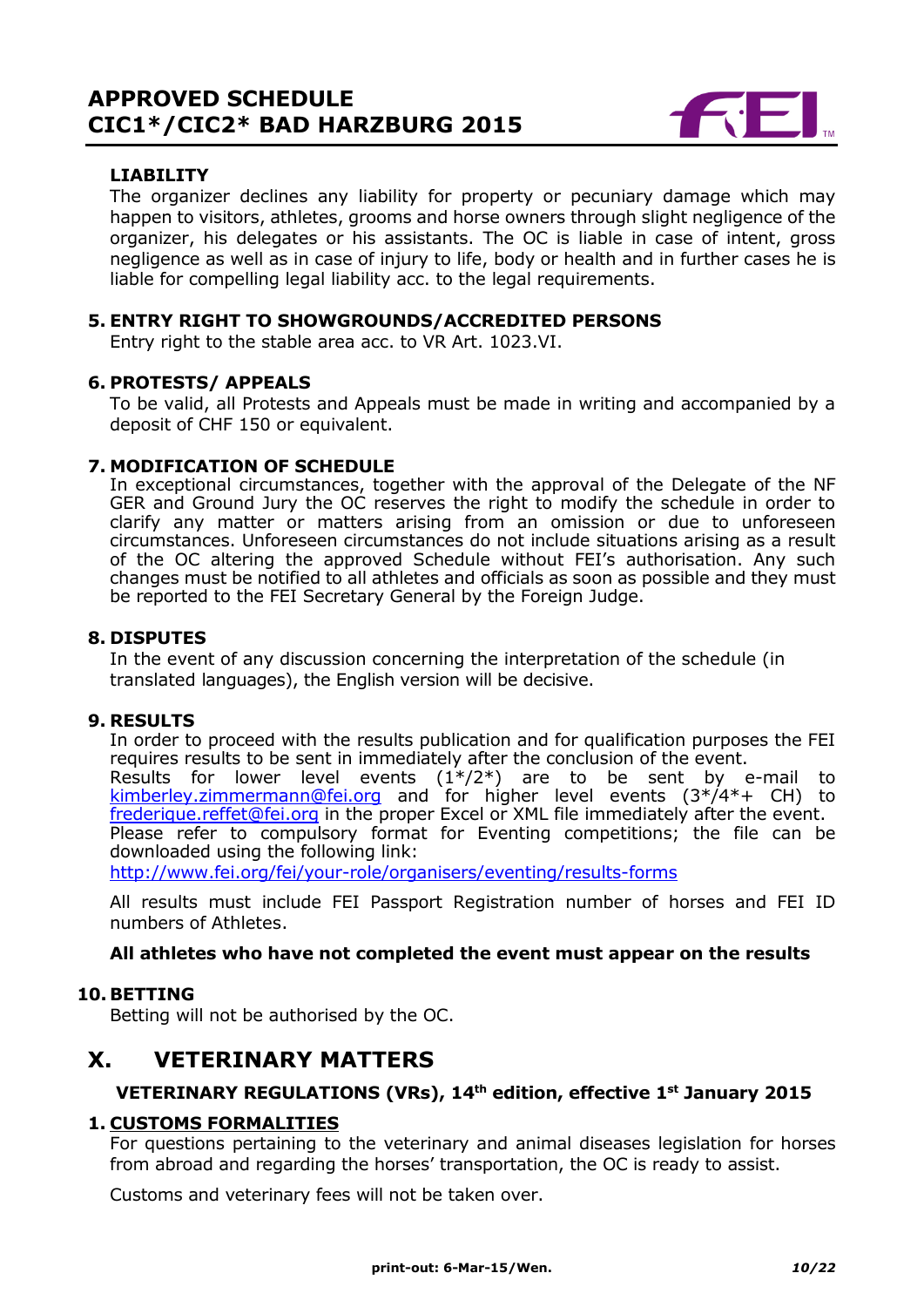### LIABILITY

The organizer declines any liability for property or pecuniary damage which may happen to visitors, athletes, grooms and horse owners through slight negligence of the organizer, his delegates or his assistants. The OC is liable in case of intent, gross negligence as well as in case of injury to life, body or health and in further cases he is liable for compelling legal liability acc. to the legal requirements.

### 5. ENTRY RIGHT TO SHOWGROUNDS/ACCREDITED PERSONS

Entry right to the stable area acc. to VR Art. 1023.VI.

### 6. PROTESTS/ APPEALS

To be valid, all Protests and Appeals must be made in writing and accompanied by a deposit of CHF 150 or equivalent.

### 7. MODIFICATION OF SCHEDULE

In exceptional circumstances, together with the approval of the Delegate of the NF GER and Ground Jury the OC reserves the right to modify the schedule in order to clarify any matter or matters arising from an omission or due to unforeseen circumstances. Unforeseen circumstances do not include situations arising as a result of the OC altering the approved Schedule without FEI's authorisation. Any such changes must be notified to all athletes and officials as soon as possible and they must be reported to the FEI Secretary General by the Foreign Judge.

### 8. DISPUTES

In the event of any discussion concerning the interpretation of the schedule (in translated languages), the English version will be decisive.

### 9. RESULTS

In order to proceed with the results publication and for qualification purposes the FEI requires results to be sent in immediately after the conclusion of the event.
Results for lower level events (1*/2*) are to be sent by e-mail to kimberley.zimmermann@fei.org and for higher level events (3*/4*+ CH) to frederique.reffet@fei.org in the proper Excel or XML file immediately after the event. Please refer to compulsory format for Eventing competitions; the file can be downloaded using the following link:
http://www.fei.org/fei/your-role/organisers/eventing/results-forms

All results must include FEI Passport Registration number of horses and FEI ID numbers of Athletes.

**All athletes who have not completed the event must appear on the results**

### 10. BETTING

Betting will not be authorised by the OC.

## X. VETERINARY MATTERS

### VETERINARY REGULATIONS (VRs), 14th edition, effective 1st January 2015

### 1. CUSTOMS FORMALITIES

For questions pertaining to the veterinary and animal diseases legislation for horses from abroad and regarding the horses' transportation, the OC is ready to assist.

Customs and veterinary fees will not be taken over.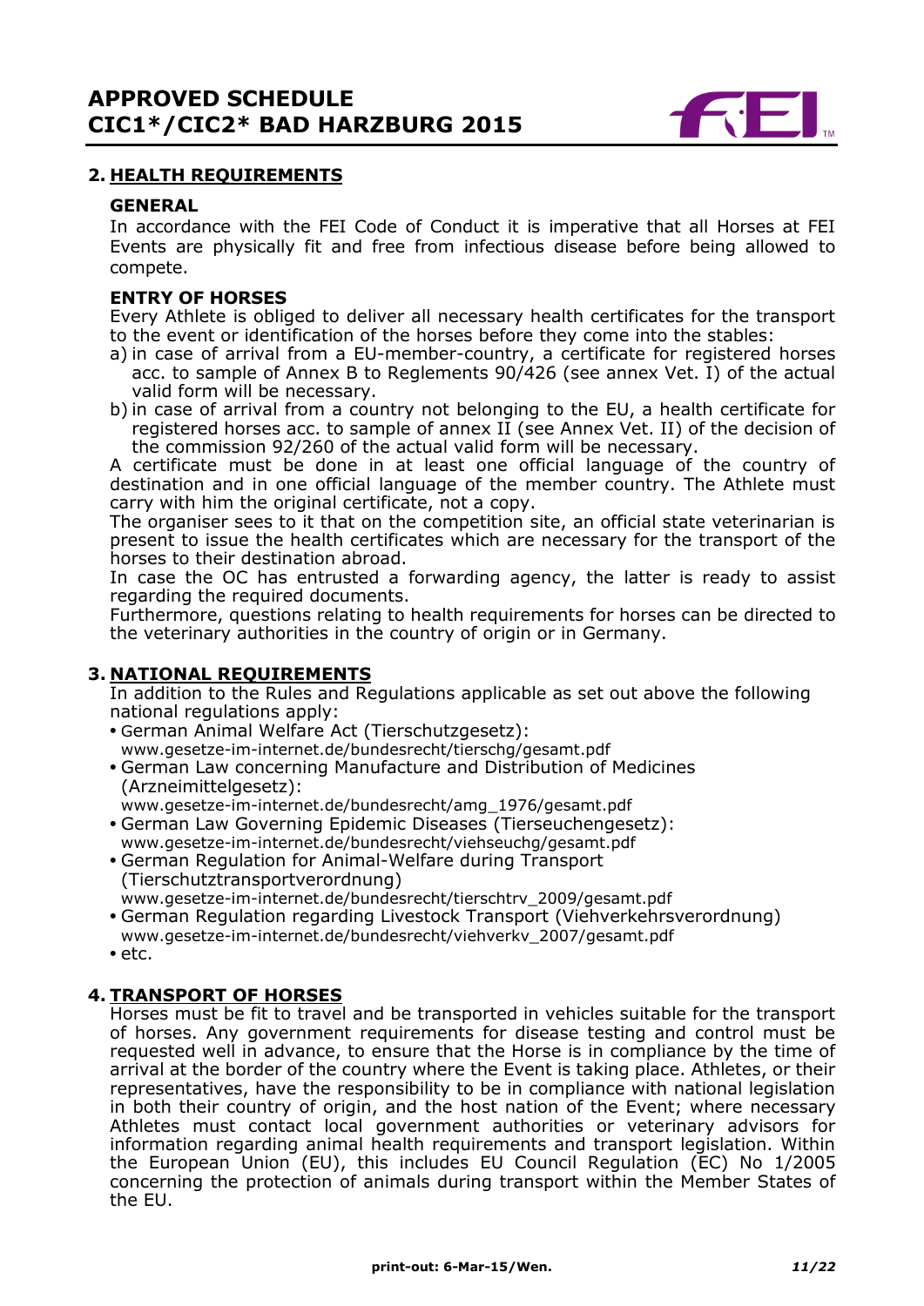## 2. HEALTH REQUIREMENTS

### GENERAL

In accordance with the FEI Code of Conduct it is imperative that all Horses at FEI Events are physically fit and free from infectious disease before being allowed to compete.

### ENTRY OF HORSES

Every Athlete is obliged to deliver all necessary health certificates for the transport to the event or identification of the horses before they come into the stables:

a) in case of arrival from a EU-member-country, a certificate for registered horses acc. to sample of Annex B to Reglements 90/426 (see annex Vet. I) of the actual valid form will be necessary.
b) in case of arrival from a country not belonging to the EU, a health certificate for registered horses acc. to sample of annex II (see Annex Vet. II) of the decision of the commission 92/260 of the actual valid form will be necessary.

A certificate must be done in at least one official language of the country of destination and in one official language of the member country. The Athlete must carry with him the original certificate, not a copy.

The organiser sees to it that on the competition site, an official state veterinarian is present to issue the health certificates which are necessary for the transport of the horses to their destination abroad.

In case the OC has entrusted a forwarding agency, the latter is ready to assist regarding the required documents.

Furthermore, questions relating to health requirements for horses can be directed to the veterinary authorities in the country of origin or in Germany.

## 3. NATIONAL REQUIREMENTS

In addition to the Rules and Regulations applicable as set out above the following national regulations apply:

- German Animal Welfare Act (Tierschutzgesetz): www.gesetze-im-internet.de/bundesrecht/tierschg/gesamt.pdf
- German Law concerning Manufacture and Distribution of Medicines (Arzneimittelgesetz): www.gesetze-im-internet.de/bundesrecht/amg_1976/gesamt.pdf
- German Law Governing Epidemic Diseases (Tierseuchengesetz): www.gesetze-im-internet.de/bundesrecht/viehseuchg/gesamt.pdf
- German Regulation for Animal-Welfare during Transport (Tierschutztransportverordnung) www.gesetze-im-internet.de/bundesrecht/tierschtrv_2009/gesamt.pdf
- German Regulation regarding Livestock Transport (Viehverkehrsverordnung) www.gesetze-im-internet.de/bundesrecht/viehverkv_2007/gesamt.pdf
- etc.

## 4. TRANSPORT OF HORSES

Horses must be fit to travel and be transported in vehicles suitable for the transport of horses. Any government requirements for disease testing and control must be requested well in advance, to ensure that the Horse is in compliance by the time of arrival at the border of the country where the Event is taking place. Athletes, or their representatives, have the responsibility to be in compliance with national legislation in both their country of origin, and the host nation of the Event; where necessary Athletes must contact local government authorities or veterinary advisors for information regarding animal health requirements and transport legislation. Within the European Union (EU), this includes EU Council Regulation (EC) No 1/2005 concerning the protection of animals during transport within the Member States of the EU.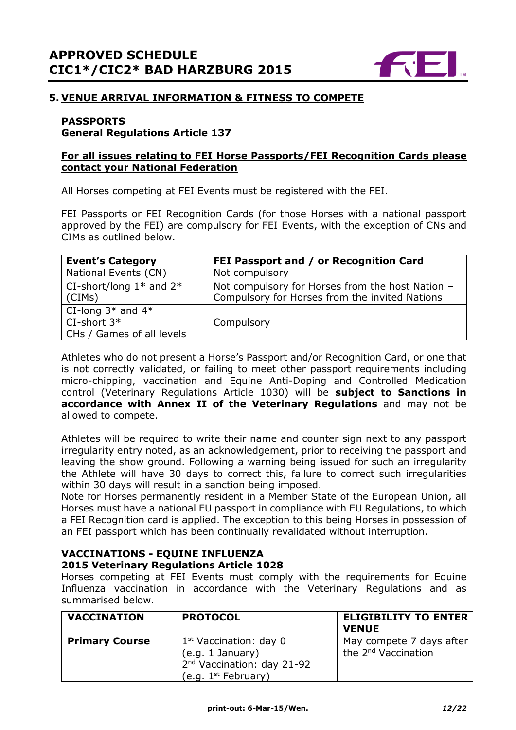## 5. VENUE ARRIVAL INFORMATION & FITNESS TO COMPETE

### PASSPORTS
### General Regulations Article 137

**For all issues relating to FEI Horse Passports/FEI Recognition Cards please contact your National Federation**

All Horses competing at FEI Events must be registered with the FEI.

FEI Passports or FEI Recognition Cards (for those Horses with a national passport approved by the FEI) are compulsory for FEI Events, with the exception of CNs and CIMs as outlined below.

| Event's Category | FEI Passport and / or Recognition Card |
|---|---|
| National Events (CN) | Not compulsory |
| CI-short/long 1* and 2* (CIMs) | Not compulsory for Horses from the host Nation – Compulsory for Horses from the invited Nations |
| CI-long 3* and 4*<br>CI-short 3*<br>CHs / Games of all levels | Compulsory |

Athletes who do not present a Horse's Passport and/or Recognition Card, or one that is not correctly validated, or failing to meet other passport requirements including micro-chipping, vaccination and Equine Anti-Doping and Controlled Medication control (Veterinary Regulations Article 1030) will be **subject to Sanctions in accordance with Annex II of the Veterinary Regulations** and may not be allowed to compete.

Athletes will be required to write their name and counter sign next to any passport irregularity entry noted, as an acknowledgement, prior to receiving the passport and leaving the show ground. Following a warning being issued for such an irregularity the Athlete will have 30 days to correct this, failure to correct such irregularities within 30 days will result in a sanction being imposed.
Note for Horses permanently resident in a Member State of the European Union, all Horses must have a national EU passport in compliance with EU Regulations, to which a FEI Recognition card is applied. The exception to this being Horses in possession of an FEI passport which has been continually revalidated without interruption.

### VACCINATIONS - EQUINE INFLUENZA
### 2015 Veterinary Regulations Article 1028

Horses competing at FEI Events must comply with the requirements for Equine Influenza vaccination in accordance with the Veterinary Regulations and as summarised below.

| VACCINATION | PROTOCOL | ELIGIBILITY TO ENTER VENUE |
|---|---|---|
| **Primary Course** | 1st Vaccination: day 0 (e.g. 1 January)<br>2nd Vaccination: day 21-92 (e.g. 1st February) | May compete 7 days after the 2nd Vaccination |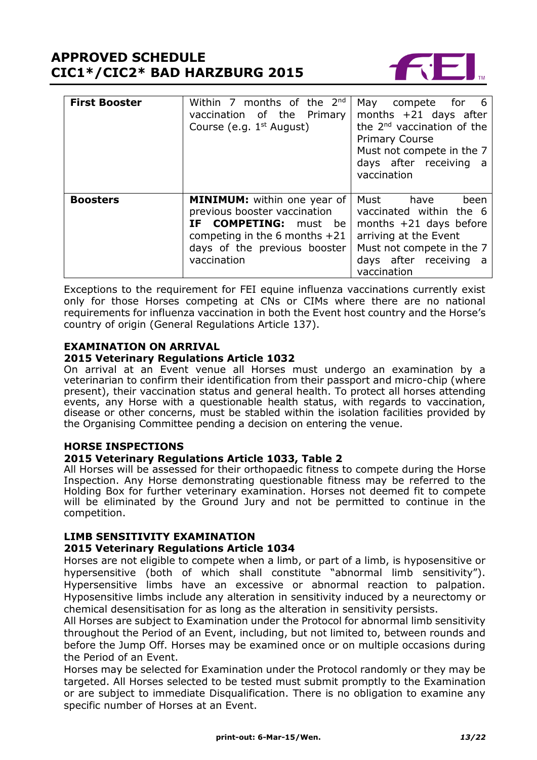| | | |
|---|---|---|
| **First Booster** | Within 7 months of the 2nd vaccination of the Primary Course (e.g. 1st August) | May compete for 6 months +21 days after the 2nd vaccination of the Primary Course<br>Must not compete in the 7 days after receiving a vaccination |
| **Boosters** | **MINIMUM:** within one year of previous booster vaccination<br>**IF COMPETING:** must be competing in the 6 months +21 days of the previous booster vaccination | Must have been vaccinated within the 6 months +21 days before arriving at the Event<br>Must not compete in the 7 days after receiving a vaccination |

Exceptions to the requirement for FEI equine influenza vaccinations currently exist only for those Horses competing at CNs or CIMs where there are no national requirements for influenza vaccination in both the Event host country and the Horse's country of origin (General Regulations Article 137).

**EXAMINATION ON ARRIVAL**
**2015 Veterinary Regulations Article 1032**

On arrival at an Event venue all Horses must undergo an examination by a veterinarian to confirm their identification from their passport and micro-chip (where present), their vaccination status and general health. To protect all horses attending events, any Horse with a questionable health status, with regards to vaccination, disease or other concerns, must be stabled within the isolation facilities provided by the Organising Committee pending a decision on entering the venue.

**HORSE INSPECTIONS**
**2015 Veterinary Regulations Article 1033, Table 2**

All Horses will be assessed for their orthopaedic fitness to compete during the Horse Inspection. Any Horse demonstrating questionable fitness may be referred to the Holding Box for further veterinary examination. Horses not deemed fit to compete will be eliminated by the Ground Jury and not be permitted to continue in the competition.

**LIMB SENSITIVITY EXAMINATION**
**2015 Veterinary Regulations Article 1034**

Horses are not eligible to compete when a limb, or part of a limb, is hyposensitive or hypersensitive (both of which shall constitute "abnormal limb sensitivity"). Hypersensitive limbs have an excessive or abnormal reaction to palpation. Hyposensitive limbs include any alteration in sensitivity induced by a neurectomy or chemical desensitisation for as long as the alteration in sensitivity persists.

All Horses are subject to Examination under the Protocol for abnormal limb sensitivity throughout the Period of an Event, including, but not limited to, between rounds and before the Jump Off. Horses may be examined once or on multiple occasions during the Period of an Event.

Horses may be selected for Examination under the Protocol randomly or they may be targeted. All Horses selected to be tested must submit promptly to the Examination or are subject to immediate Disqualification. There is no obligation to examine any specific number of Horses at an Event.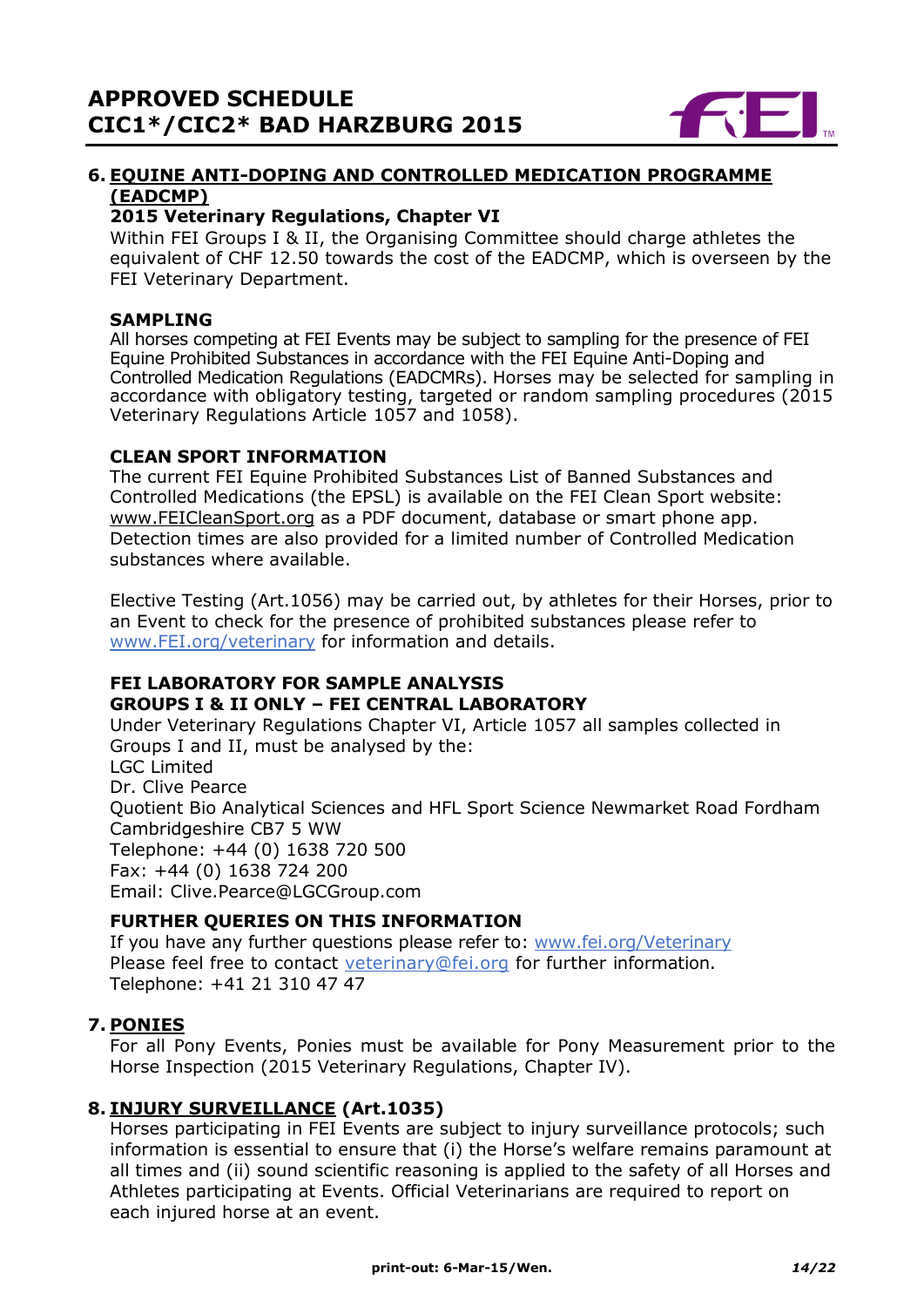## 6. EQUINE ANTI-DOPING AND CONTROLLED MEDICATION PROGRAMME (EADCMP)

**2015 Veterinary Regulations, Chapter VI**

Within FEI Groups I & II, the Organising Committee should charge athletes the equivalent of CHF 12.50 towards the cost of the EADCMP, which is overseen by the FEI Veterinary Department.

**SAMPLING**

All horses competing at FEI Events may be subject to sampling for the presence of FEI Equine Prohibited Substances in accordance with the FEI Equine Anti-Doping and Controlled Medication Regulations (EADCMRs). Horses may be selected for sampling in accordance with obligatory testing, targeted or random sampling procedures (2015 Veterinary Regulations Article 1057 and 1058).

**CLEAN SPORT INFORMATION**

The current FEI Equine Prohibited Substances List of Banned Substances and Controlled Medications (the EPSL) is available on the FEI Clean Sport website: www.FEICleanSport.org as a PDF document, database or smart phone app. Detection times are also provided for a limited number of Controlled Medication substances where available.

Elective Testing (Art.1056) may be carried out, by athletes for their Horses, prior to an Event to check for the presence of prohibited substances please refer to www.FEI.org/veterinary for information and details.

**FEI LABORATORY FOR SAMPLE ANALYSIS**
**GROUPS I & II ONLY – FEI CENTRAL LABORATORY**

Under Veterinary Regulations Chapter VI, Article 1057 all samples collected in Groups I and II, must be analysed by the:
LGC Limited
Dr. Clive Pearce
Quotient Bio Analytical Sciences and HFL Sport Science Newmarket Road Fordham Cambridgeshire CB7 5 WW
Telephone: +44 (0) 1638 720 500
Fax: +44 (0) 1638 724 200
Email: Clive.Pearce@LGCGroup.com

**FURTHER QUERIES ON THIS INFORMATION**

If you have any further questions please refer to: www.fei.org/Veterinary
Please feel free to contact veterinary@fei.org for further information.
Telephone: +41 21 310 47 47

## 7. PONIES

For all Pony Events, Ponies must be available for Pony Measurement prior to the Horse Inspection (2015 Veterinary Regulations, Chapter IV).

## 8. INJURY SURVEILLANCE (Art.1035)

Horses participating in FEI Events are subject to injury surveillance protocols; such information is essential to ensure that (i) the Horse's welfare remains paramount at all times and (ii) sound scientific reasoning is applied to the safety of all Horses and Athletes participating at Events. Official Veterinarians are required to report on each injured horse at an event.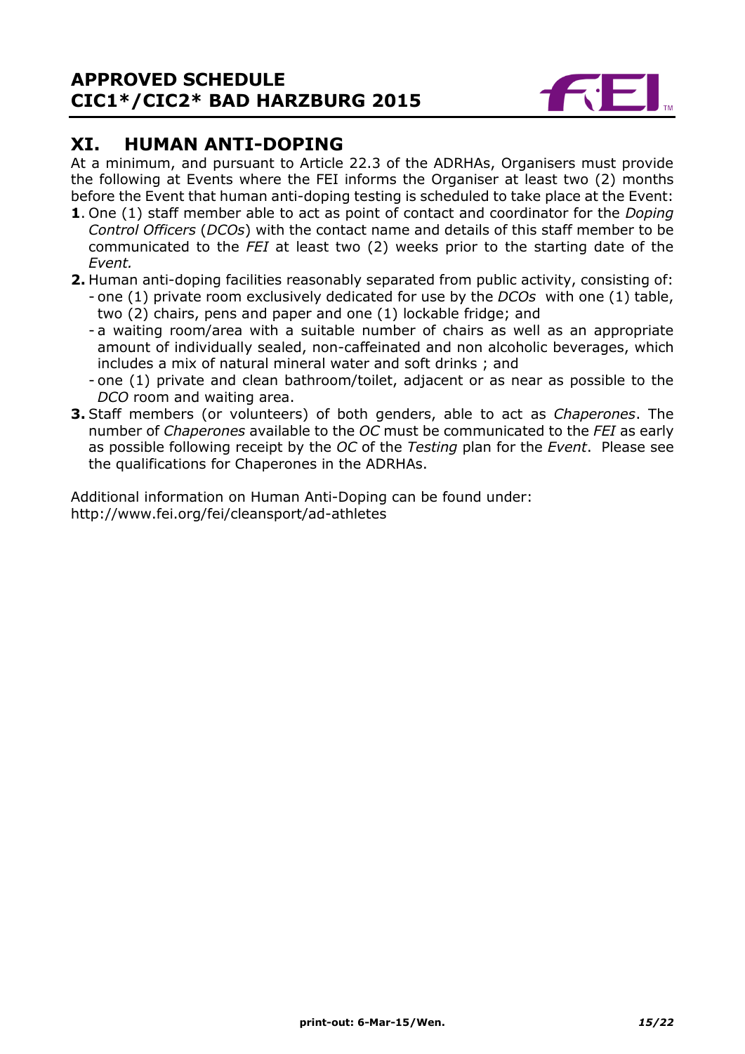## XI. HUMAN ANTI-DOPING

At a minimum, and pursuant to Article 22.3 of the ADRHAs, Organisers must provide the following at Events where the FEI informs the Organiser at least two (2) months before the Event that human anti-doping testing is scheduled to take place at the Event:

**1**. One (1) staff member able to act as point of contact and coordinator for the *Doping Control Officers* (*DCOs*) with the contact name and details of this staff member to be communicated to the *FEI* at least two (2) weeks prior to the starting date of the *Event.*

**2.** Human anti-doping facilities reasonably separated from public activity, consisting of:
- one (1) private room exclusively dedicated for use by the *DCOs* with one (1) table, two (2) chairs, pens and paper and one (1) lockable fridge; and
- a waiting room/area with a suitable number of chairs as well as an appropriate amount of individually sealed, non-caffeinated and non alcoholic beverages, which includes a mix of natural mineral water and soft drinks ; and
- one (1) private and clean bathroom/toilet, adjacent or as near as possible to the *DCO* room and waiting area.

**3.** Staff members (or volunteers) of both genders, able to act as *Chaperones*. The number of *Chaperones* available to the *OC* must be communicated to the *FEI* as early as possible following receipt by the *OC* of the *Testing* plan for the *Event*. Please see the qualifications for Chaperones in the ADRHAs.

Additional information on Human Anti-Doping can be found under:
http://www.fei.org/fei/cleansport/ad-athletes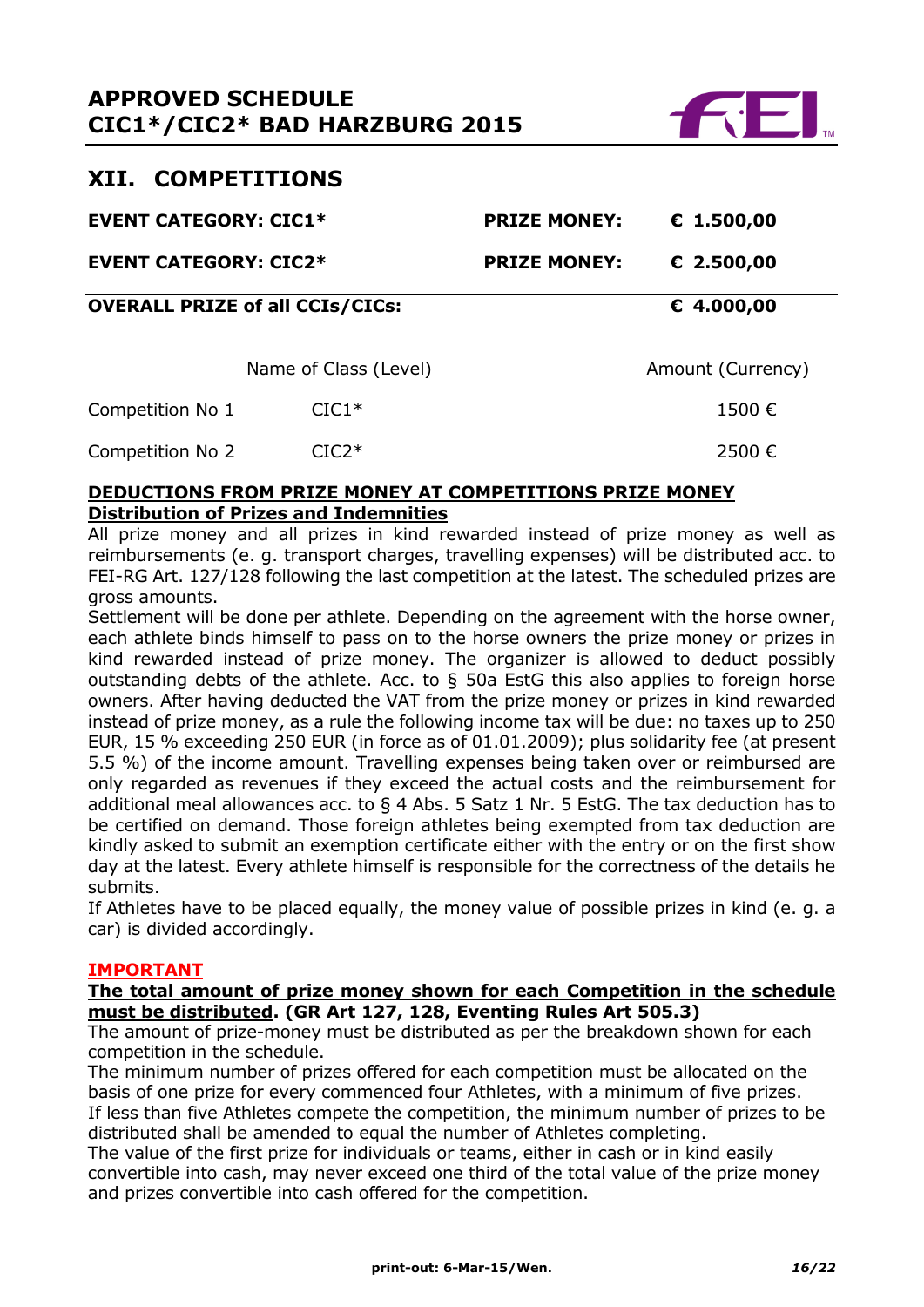# XII. COMPETITIONS

| | | |
|---|---|---|
| **EVENT CATEGORY: CIC1*** | **PRIZE MONEY:** | **€ 1.500,00** |
| **EVENT CATEGORY: CIC2*** | **PRIZE MONEY:** | **€ 2.500,00** |
| **OVERALL PRIZE of all CCIs/CICs:** | | **€ 4.000,00** |

| | Name of Class (Level) | Amount (Currency) |
|---|---|---|
| Competition No 1 | CIC1* | 1500 € |
| Competition No 2 | CIC2* | 2500 € |

**DEDUCTIONS FROM PRIZE MONEY AT COMPETITIONS PRIZE MONEY**
**Distribution of Prizes and Indemnities**

All prize money and all prizes in kind rewarded instead of prize money as well as reimbursements (e. g. transport charges, travelling expenses) will be distributed acc. to FEI-RG Art. 127/128 following the last competition at the latest. The scheduled prizes are gross amounts.

Settlement will be done per athlete. Depending on the agreement with the horse owner, each athlete binds himself to pass on to the horse owners the prize money or prizes in kind rewarded instead of prize money. The organizer is allowed to deduct possibly outstanding debts of the athlete. Acc. to § 50a EstG this also applies to foreign horse owners. After having deducted the VAT from the prize money or prizes in kind rewarded instead of prize money, as a rule the following income tax will be due: no taxes up to 250 EUR, 15 % exceeding 250 EUR (in force as of 01.01.2009); plus solidarity fee (at present 5.5 %) of the income amount. Travelling expenses being taken over or reimbursed are only regarded as revenues if they exceed the actual costs and the reimbursement for additional meal allowances acc. to § 4 Abs. 5 Satz 1 Nr. 5 EstG. The tax deduction has to be certified on demand. Those foreign athletes being exempted from tax deduction are kindly asked to submit an exemption certificate either with the entry or on the first show day at the latest. Every athlete himself is responsible for the correctness of the details he submits.

If Athletes have to be placed equally, the money value of possible prizes in kind (e. g. a car) is divided accordingly.

**IMPORTANT**

**The total amount of prize money shown for each Competition in the schedule must be distributed. (GR Art 127, 128, Eventing Rules Art 505.3)**

The amount of prize-money must be distributed as per the breakdown shown for each competition in the schedule.

The minimum number of prizes offered for each competition must be allocated on the basis of one prize for every commenced four Athletes, with a minimum of five prizes. If less than five Athletes compete the competition, the minimum number of prizes to be distributed shall be amended to equal the number of Athletes completing.

The value of the first prize for individuals or teams, either in cash or in kind easily convertible into cash, may never exceed one third of the total value of the prize money and prizes convertible into cash offered for the competition.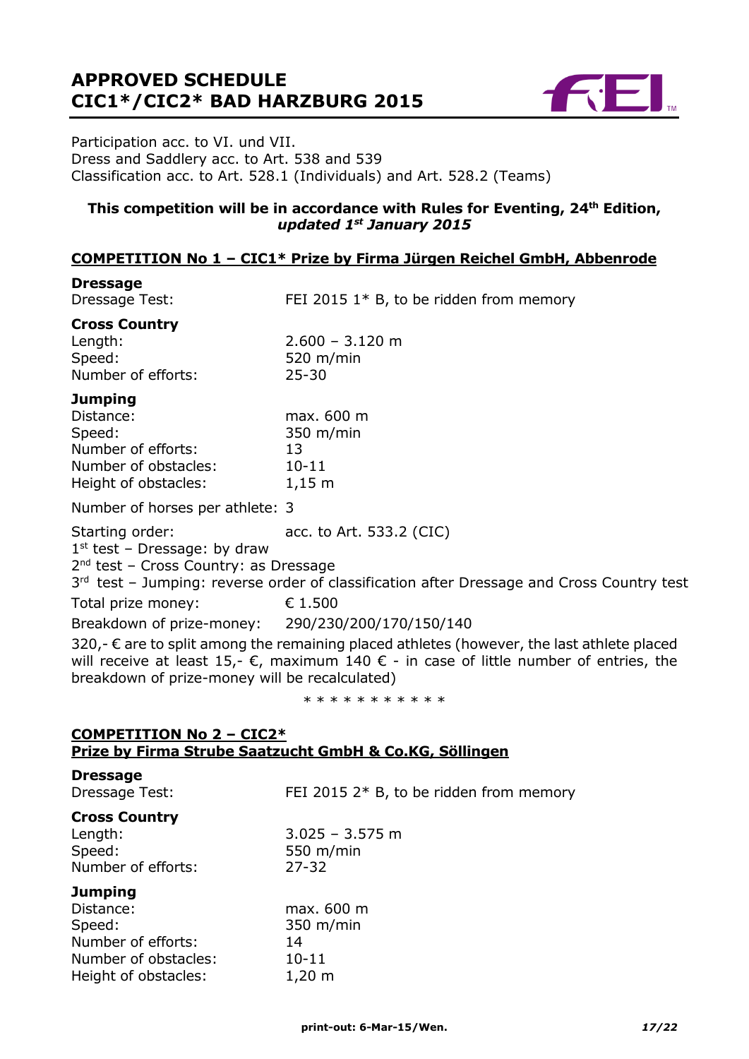# APPROVED SCHEDULE
# CIC1*/CIC2* BAD HARZBURG 2015

Participation acc. to VI. und VII.
Dress and Saddlery acc. to Art. 538 and 539
Classification acc. to Art. 528.1 (Individuals) and Art. 528.2 (Teams)

**This competition will be in accordance with Rules for Eventing, 24th Edition, *updated 1st January 2015***

## COMPETITION No 1 – CIC1* Prize by Firma Jürgen Reichel GmbH, Abbenrode

### Dressage

| | |
|---|---|
| Dressage Test: | FEI 2015 1* B, to be ridden from memory |

### Cross Country

| | |
|---|---|
| Length: | 2.600 – 3.120 m |
| Speed: | 520 m/min |
| Number of efforts: | 25-30 |

### Jumping

| | |
|---|---|
| Distance: | max. 600 m |
| Speed: | 350 m/min |
| Number of efforts: | 13 |
| Number of obstacles: | 10-11 |
| Height of obstacles: | 1,15 m |

Number of horses per athlete: 3

Starting order: acc. to Art. 533.2 (CIC)
1st test – Dressage: by draw
2nd test – Cross Country: as Dressage
3rd test – Jumping: reverse order of classification after Dressage and Cross Country test

Total prize money: € 1.500

Breakdown of prize-money: 290/230/200/170/150/140

320,- € are to split among the remaining placed athletes (however, the last athlete placed will receive at least 15,- €, maximum 140 € - in case of little number of entries, the breakdown of prize-money will be recalculated)

* * * * * * * * * * *

## COMPETITION No 2 – CIC2* Prize by Firma Strube Saatzucht GmbH & Co.KG, Söllingen

### Dressage

| | |
|---|---|
| Dressage Test: | FEI 2015 2* B, to be ridden from memory |

### Cross Country

| | |
|---|---|
| Length: | 3.025 – 3.575 m |
| Speed: | 550 m/min |
| Number of efforts: | 27-32 |

### Jumping

| | |
|---|---|
| Distance: | max. 600 m |
| Speed: | 350 m/min |
| Number of efforts: | 14 |
| Number of obstacles: | 10-11 |
| Height of obstacles: | 1,20 m |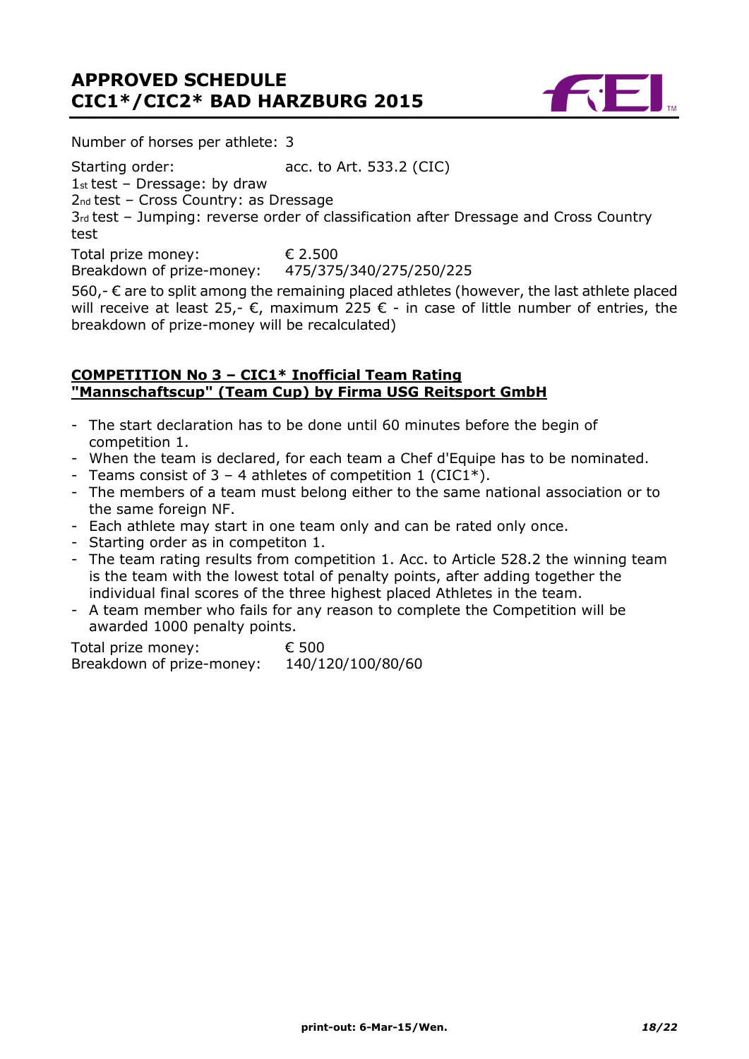Number of horses per athlete: 3

Starting order: acc. to Art. 533.2 (CIC)

1st test – Dressage: by draw

2nd test – Cross Country: as Dressage

3rd test – Jumping: reverse order of classification after Dressage and Cross Country test

Total prize money: € 2.500

Breakdown of prize-money: 475/375/340/275/250/225

560,- € are to split among the remaining placed athletes (however, the last athlete placed will receive at least 25,- €, maximum 225 € - in case of little number of entries, the breakdown of prize-money will be recalculated)

## COMPETITION No 3 – CIC1* Inofficial Team Rating "Mannschaftscup" (Team Cup) by Firma USG Reitsport GmbH

- The start declaration has to be done until 60 minutes before the begin of competition 1.
- When the team is declared, for each team a Chef d'Equipe has to be nominated.
- Teams consist of 3 – 4 athletes of competition 1 (CIC1*).
- The members of a team must belong either to the same national association or to the same foreign NF.
- Each athlete may start in one team only and can be rated only once.
- Starting order as in competiton 1.
- The team rating results from competition 1. Acc. to Article 528.2 the winning team is the team with the lowest total of penalty points, after adding together the individual final scores of the three highest placed Athletes in the team.
- A team member who fails for any reason to complete the Competition will be awarded 1000 penalty points.

Total prize money: € 500

Breakdown of prize-money: 140/120/100/80/60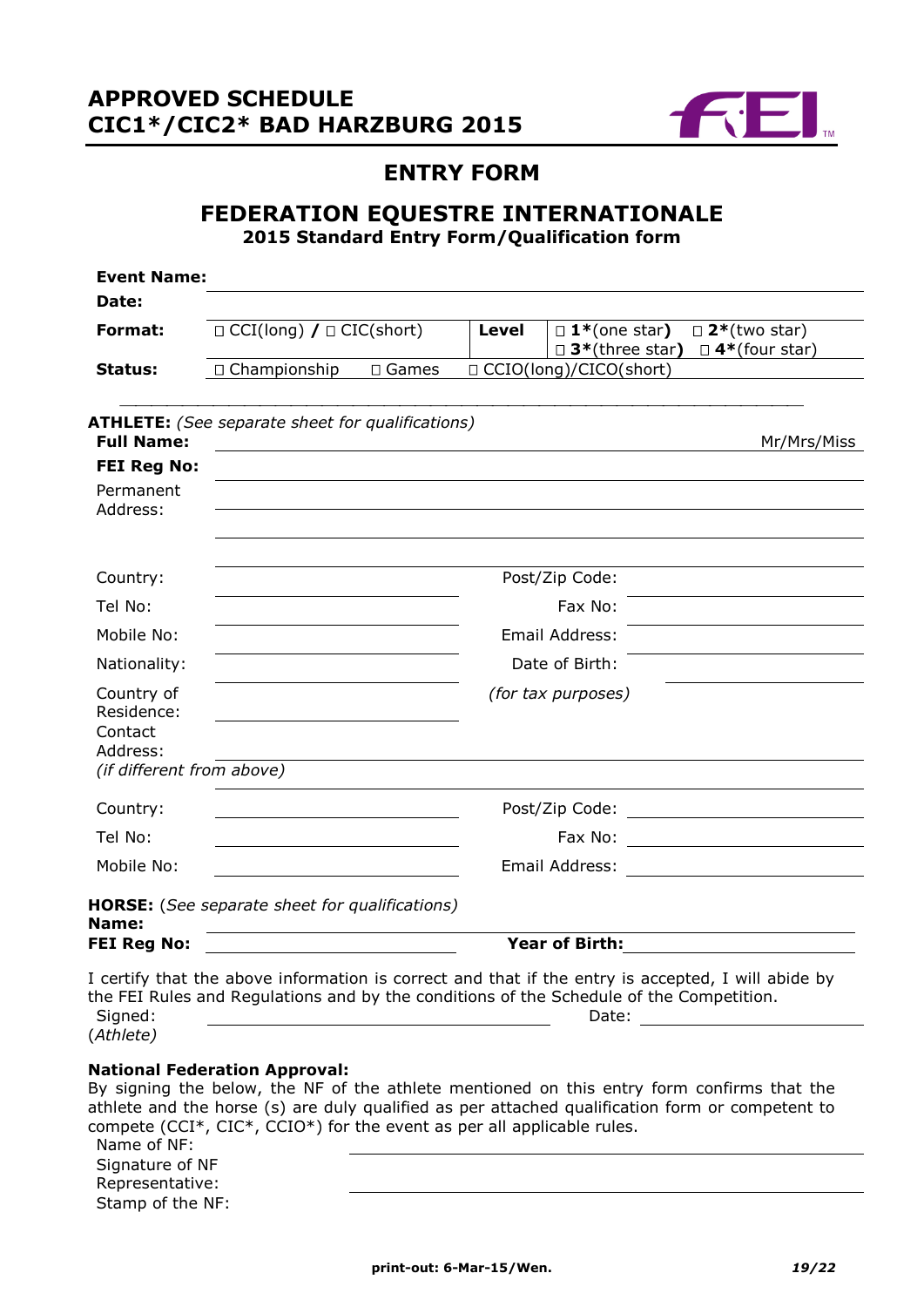**APPROVED SCHEDULE**
**CIC1*/CIC2* BAD HARZBURG 2015**

## ENTRY FORM

## FEDERATION EQUESTRE INTERNATIONALE

### 2015 Standard Entry Form/Qualification form

**Event Name:** \_\_\_\_\_\_\_\_\_\_\_\_\_\_\_\_\_\_\_\_

**Date:** \_\_\_\_\_\_\_\_\_\_\_\_\_\_\_\_\_\_\_\_

| **Format:** | □ CCI(long) **/** □ CIC(short) | **Level** | □ **1***(one star**)** □ **2***(two star) □ **3***(three star**)** □ **4***(four star) |
|---|---|---|---|
| **Status:** | □ Championship □ Games | □ CCIO(long)/CICO(short) | |

---

**ATHLETE:** *(See separate sheet for qualifications)*

**Full Name:** \_\_\_\_\_\_\_\_\_\_\_\_\_\_\_\_\_\_\_\_ Mr/Mrs/Miss

**FEI Reg No:** \_\_\_\_\_\_\_\_\_\_\_\_\_\_\_\_\_\_\_\_

Permanent Address: \_\_\_\_\_\_\_\_\_\_\_\_\_\_\_\_\_\_\_\_

Country: \_\_\_\_\_\_\_\_\_\_ Post/Zip Code: \_\_\_\_\_\_\_\_\_\_

Tel No: \_\_\_\_\_\_\_\_\_\_ Fax No: \_\_\_\_\_\_\_\_\_\_

Mobile No: \_\_\_\_\_\_\_\_\_\_ Email Address: \_\_\_\_\_\_\_\_\_\_

Nationality: \_\_\_\_\_\_\_\_\_\_ Date of Birth: \_\_\_\_\_\_\_\_\_\_

Country of Residence: \_\_\_\_\_\_\_\_\_\_ *(for tax purposes)*

Contact Address: \_\_\_\_\_\_\_\_\_\_\_\_\_\_\_\_\_\_\_\_
*(if different from above)*

Country: \_\_\_\_\_\_\_\_\_\_ Post/Zip Code: \_\_\_\_\_\_\_\_\_\_

Tel No: \_\_\_\_\_\_\_\_\_\_ Fax No: \_\_\_\_\_\_\_\_\_\_

Mobile No: \_\_\_\_\_\_\_\_\_\_ Email Address: \_\_\_\_\_\_\_\_\_\_

**HORSE:** (*See separate sheet for qualifications)*

**Name:** \_\_\_\_\_\_\_\_\_\_\_\_\_\_\_\_\_\_\_\_

**FEI Reg No:** \_\_\_\_\_\_\_\_\_\_ **Year of Birth:** \_\_\_\_\_\_\_\_\_\_

I certify that the above information is correct and that if the entry is accepted, I will abide by the FEI Rules and Regulations and by the conditions of the Schedule of the Competition.

Signed: \_\_\_\_\_\_\_\_\_\_ Date: \_\_\_\_\_\_\_\_\_\_
(*Athlete)*

**National Federation Approval:**

By signing the below, the NF of the athlete mentioned on this entry form confirms that the athlete and the horse (s) are duly qualified as per attached qualification form or competent to compete (CCI*, CIC*, CCIO*) for the event as per all applicable rules.

Name of NF: \_\_\_\_\_\_\_\_\_\_\_\_\_\_\_\_\_\_\_\_

Signature of NF Representative: \_\_\_\_\_\_\_\_\_\_\_\_\_\_\_\_\_\_\_\_

Stamp of the NF: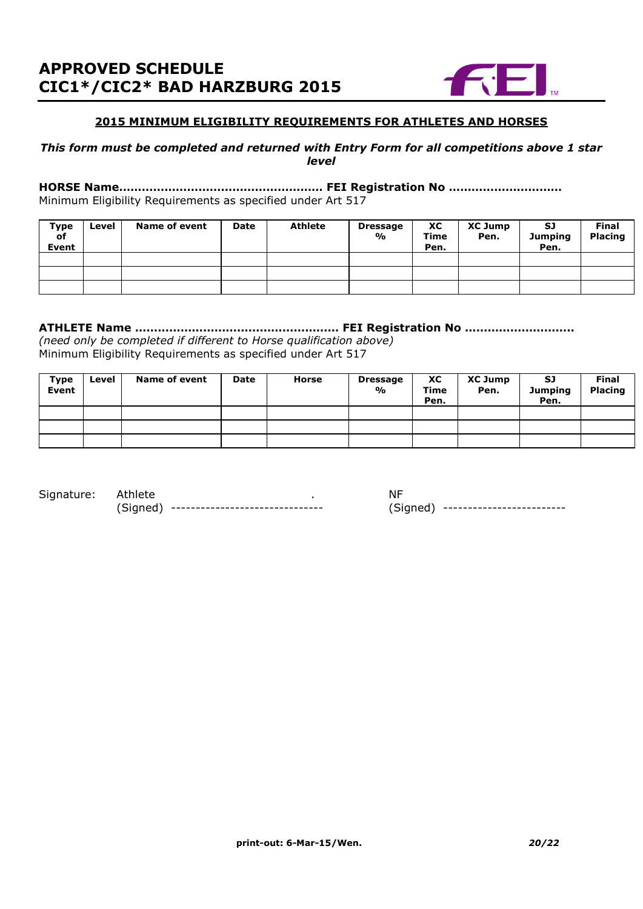# APPROVED SCHEDULE
# CIC1*/CIC2* BAD HARZBURG 2015

## 2015 MINIMUM ELIGIBILITY REQUIREMENTS FOR ATHLETES AND HORSES

***This form must be completed and returned with Entry Form for all competitions above 1 star level***

**HORSE Name…………………………………………… FEI Registration No ………………………**
Minimum Eligibility Requirements as specified under Art 517

| Type of Event | Level | Name of event | Date | Athlete | Dressage % | XC Time Pen. | XC Jump Pen. | SJ Jumping Pen. | Final Placing |
|---|---|---|---|---|---|---|---|---|---|
| | | | | | | | | | |
| | | | | | | | | | |
| | | | | | | | | | |

**ATHLETE Name ……………………………………………. FEI Registration No ………………………**
*(need only be completed if different to Horse qualification above)*
Minimum Eligibility Requirements as specified under Art 517

| Type Event | Level | Name of event | Date | Horse | Dressage % | XC Time Pen. | XC Jump Pen. | SJ Jumping Pen. | Final Placing |
|---|---|---|---|---|---|---|---|---|---|
| | | | | | | | | | |
| | | | | | | | | | |
| | | | | | | | | | |

Signature: Athlete (Signed) ------------------------------- NF (Signed) -------------------------

print-out: 6-Mar-15/Wen.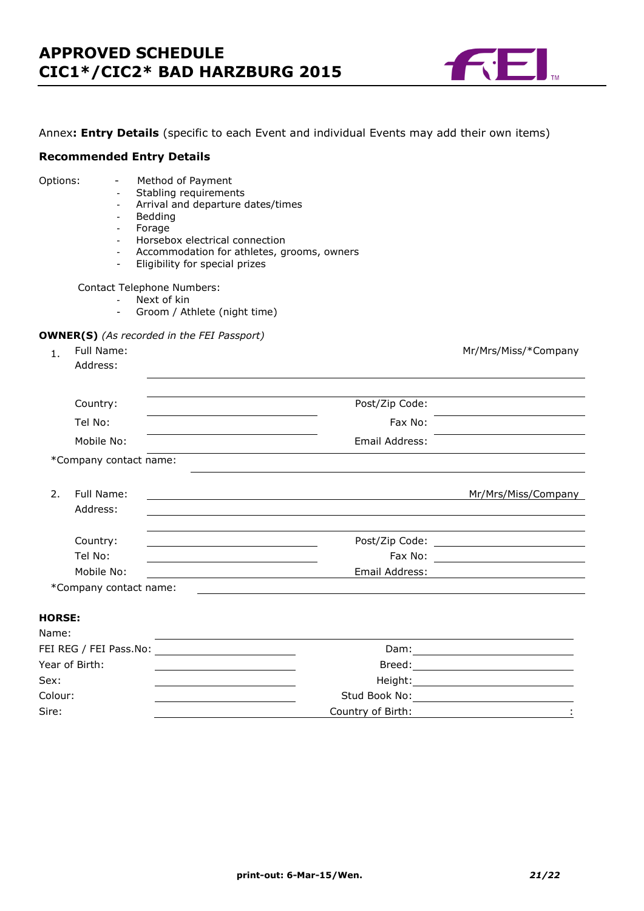Annex**: Entry Details** (specific to each Event and individual Events may add their own items)

**Recommended Entry Details**

Options:
- Method of Payment
- Stabling requirements
- Arrival and departure dates/times
- Bedding
- Forage
- Horsebox electrical connection
- Accommodation for athletes, grooms, owners
- Eligibility for special prizes

Contact Telephone Numbers:
- Next of kin
- Groom / Athlete (night time)

**OWNER(S)** *(As recorded in the FEI Passport)*

1. Full Name: Mr/Mrs/Miss/*Company
   Address: \_\_\_\_\_\_\_\_\_\_\_\_\_\_\_\_\_\_\_\_\_\_\_\_\_\_\_\_\_\_\_\_\_\_\_\_\_\_\_\_\_\_\_\_\_\_\_\_\_\_
   Country: \_\_\_\_\_\_\_\_\_\_\_\_\_\_\_\_\_\_\_\_ Post/Zip Code: \_\_\_\_\_\_\_\_\_\_\_\_\_\_\_\_\_\_\_\_
   Tel No: \_\_\_\_\_\_\_\_\_\_\_\_\_\_\_\_\_\_\_\_ Fax No: \_\_\_\_\_\_\_\_\_\_\_\_\_\_\_\_\_\_\_\_
   Mobile No: \_\_\_\_\_\_\_\_\_\_\_\_\_\_\_\_\_\_\_\_ Email Address: \_\_\_\_\_\_\_\_\_\_\_\_\_\_\_\_\_\_\_\_
   *Company contact name: \_\_\_\_\_\_\_\_\_\_\_\_\_\_\_\_\_\_\_\_\_\_\_\_\_\_\_\_\_\_\_\_\_\_\_\_\_\_\_\_

2. Full Name: \_\_\_\_\_\_\_\_\_\_\_\_\_\_\_\_\_\_\_\_\_\_\_\_\_\_\_\_\_\_\_\_\_\_\_\_ Mr/Mrs/Miss/Company
   Address: \_\_\_\_\_\_\_\_\_\_\_\_\_\_\_\_\_\_\_\_\_\_\_\_\_\_\_\_\_\_\_\_\_\_\_\_\_\_\_\_\_\_\_\_\_\_\_\_\_\_
   Country: \_\_\_\_\_\_\_\_\_\_\_\_\_\_\_\_\_\_\_\_ Post/Zip Code: \_\_\_\_\_\_\_\_\_\_\_\_\_\_\_\_\_\_\_\_
   Tel No: \_\_\_\_\_\_\_\_\_\_\_\_\_\_\_\_\_\_\_\_ Fax No: \_\_\_\_\_\_\_\_\_\_\_\_\_\_\_\_\_\_\_\_
   Mobile No: \_\_\_\_\_\_\_\_\_\_\_\_\_\_\_\_\_\_\_\_ Email Address: \_\_\_\_\_\_\_\_\_\_\_\_\_\_\_\_\_\_\_\_
   *Company contact name: \_\_\_\_\_\_\_\_\_\_\_\_\_\_\_\_\_\_\_\_\_\_\_\_\_\_\_\_\_\_\_\_\_\_\_\_\_\_\_\_

**HORSE:**

Name: \_\_\_\_\_\_\_\_\_\_\_\_\_\_\_\_\_\_\_\_\_\_\_\_\_\_\_\_\_\_\_\_\_\_\_\_\_\_\_\_\_\_\_\_\_\_\_\_\_\_

| | | | |
|---|---|---|---|
| FEI REG / FEI Pass.No: | | Dam: | |
| Year of Birth: | | Breed: | |
| Sex: | | Height: | |
| Colour: | | Stud Book No: | |
| Sire: | | Country of Birth: | : |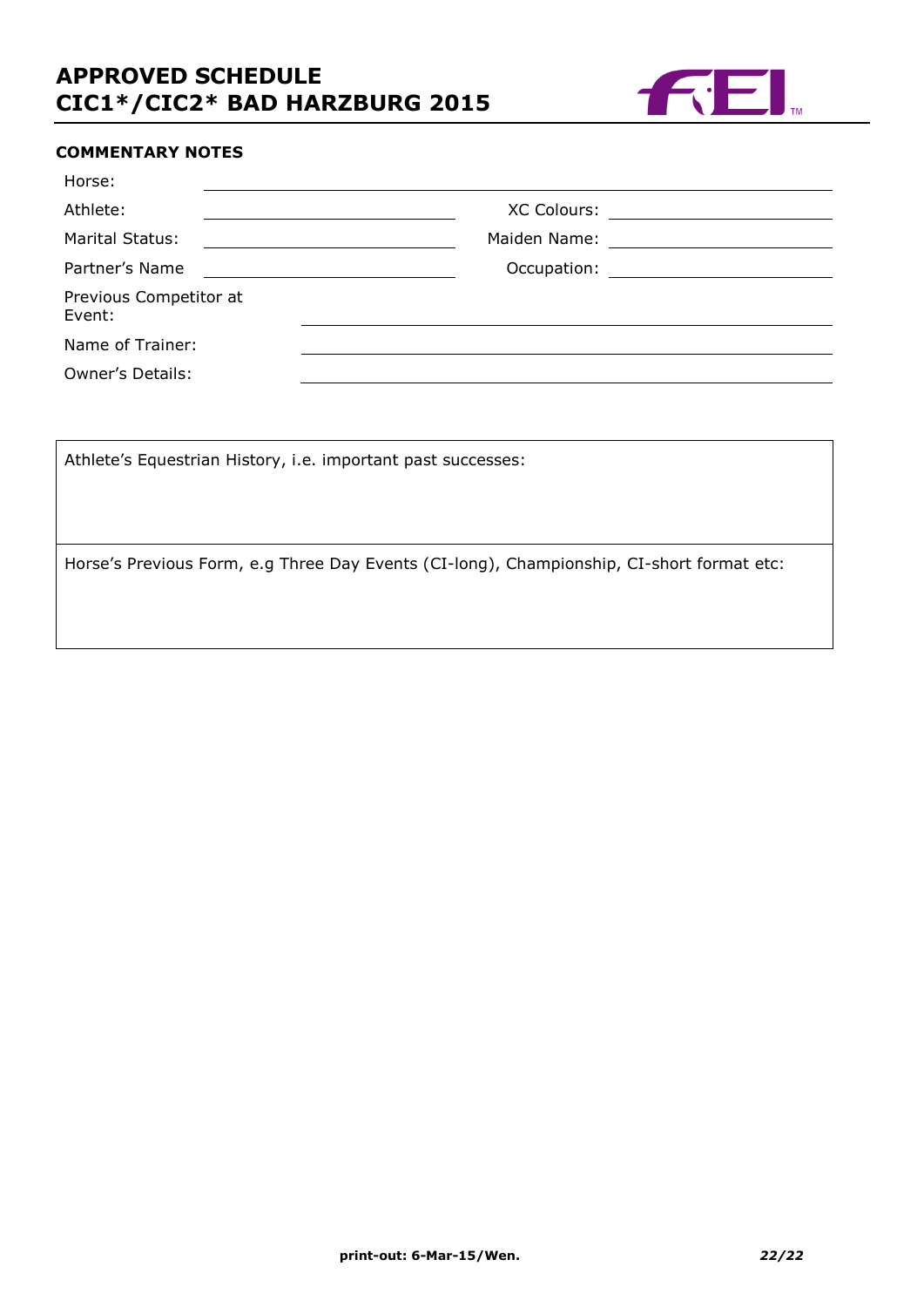**COMMENTARY NOTES**

| | | | |
|---|---|---|---|
| Horse: | | | |
| Athlete: | | XC Colours: | |
| Marital Status: | | Maiden Name: | |
| Partner's Name | | Occupation: | |
| Previous Competitor at Event: | | | |
| Name of Trainer: | | | |
| Owner's Details: | | | |

| |
|---|
| Athlete's Equestrian History, i.e. important past successes: |
| Horse's Previous Form, e.g Three Day Events (CI-long), Championship, CI-short format etc: |